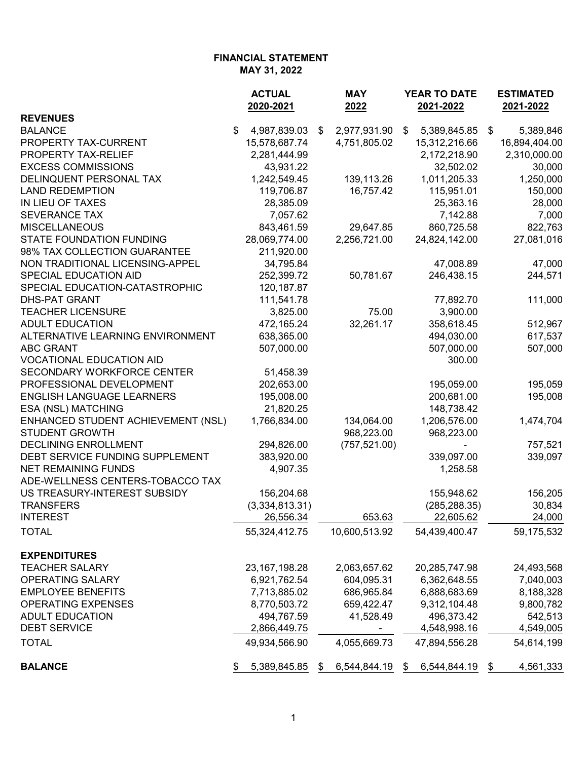**FINANCIAL STATEMENT**
**MAY 31, 2022**

| | ACTUAL 2020-2021 | MAY 2022 | YEAR TO DATE 2021-2022 | ESTIMATED 2021-2022 |
|---|---|---|---|---|
| **REVENUES** | | | | |
| BALANCE | $ 4,987,839.03 | $ 2,977,931.90 | $ 5,389,845.85 | $ 5,389,846 |
| PROPERTY TAX-CURRENT | 15,578,687.74 | 4,751,805.02 | 15,312,216.66 | 16,894,404.00 |
| PROPERTY TAX-RELIEF | 2,281,444.99 | | 2,172,218.90 | 2,310,000.00 |
| EXCESS COMMISSIONS | 43,931.22 | | 32,502.02 | 30,000 |
| DELINQUENT PERSONAL TAX | 1,242,549.45 | 139,113.26 | 1,011,205.33 | 1,250,000 |
| LAND REDEMPTION | 119,706.87 | 16,757.42 | 115,951.01 | 150,000 |
| IN LIEU OF TAXES | 28,385.09 | | 25,363.16 | 28,000 |
| SEVERANCE TAX | 7,057.62 | | 7,142.88 | 7,000 |
| MISCELLANEOUS | 843,461.59 | 29,647.85 | 860,725.58 | 822,763 |
| STATE FOUNDATION FUNDING | 28,069,774.00 | 2,256,721.00 | 24,824,142.00 | 27,081,016 |
| 98% TAX COLLECTION GUARANTEE | 211,920.00 | | | |
| NON TRADITIONAL LICENSING-APPEL | 34,795.84 | | 47,008.89 | 47,000 |
| SPECIAL EDUCATION AID | 252,399.72 | 50,781.67 | 246,438.15 | 244,571 |
| SPECIAL EDUCATION-CATASTROPHIC | 120,187.87 | | | |
| DHS-PAT GRANT | 111,541.78 | | 77,892.70 | 111,000 |
| TEACHER LICENSURE | 3,825.00 | 75.00 | 3,900.00 | |
| ADULT EDUCATION | 472,165.24 | 32,261.17 | 358,618.45 | 512,967 |
| ALTERNATIVE LEARNING ENVIRONMENT | 638,365.00 | | 494,030.00 | 617,537 |
| ABC GRANT | 507,000.00 | | 507,000.00 | 507,000 |
| VOCATIONAL EDUCATION AID | | | 300.00 | |
| SECONDARY WORKFORCE CENTER | 51,458.39 | | | |
| PROFESSIONAL DEVELOPMENT | 202,653.00 | | 195,059.00 | 195,059 |
| ENGLISH LANGUAGE LEARNERS | 195,008.00 | | 200,681.00 | 195,008 |
| ESA (NSL) MATCHING | 21,820.25 | | 148,738.42 | |
| ENHANCED STUDENT ACHIEVEMENT (NSL) | 1,766,834.00 | 134,064.00 | 1,206,576.00 | 1,474,704 |
| STUDENT GROWTH | | 968,223.00 | 968,223.00 | |
| DECLINING ENROLLMENT | 294,826.00 | (757,521.00) | - | 757,521 |
| DEBT SERVICE FUNDING SUPPLEMENT | 383,920.00 | | 339,097.00 | 339,097 |
| NET REMAINING FUNDS | 4,907.35 | | 1,258.58 | |
| ADE-WELLNESS CENTERS-TOBACCO TAX | | | | |
| US TREASURY-INTEREST SUBSIDY | 156,204.68 | | 155,948.62 | 156,205 |
| TRANSFERS | (3,334,813.31) | | (285,288.35) | 30,834 |
| INTEREST | 26,556.34 | 653.63 | 22,605.62 | 24,000 |
| TOTAL | 55,324,412.75 | 10,600,513.92 | 54,439,400.47 | 59,175,532 |
| **EXPENDITURES** | | | | |
| TEACHER SALARY | 23,167,198.28 | 2,063,657.62 | 20,285,747.98 | 24,493,568 |
| OPERATING SALARY | 6,921,762.54 | 604,095.31 | 6,362,648.55 | 7,040,003 |
| EMPLOYEE BENEFITS | 7,713,885.02 | 686,965.84 | 6,888,683.69 | 8,188,328 |
| OPERATING EXPENSES | 8,770,503.72 | 659,422.47 | 9,312,104.48 | 9,800,782 |
| ADULT EDUCATION | 494,767.59 | 41,528.49 | 496,373.42 | 542,513 |
| DEBT SERVICE | 2,866,449.75 | - | 4,548,998.16 | 4,549,005 |
| TOTAL | 49,934,566.90 | 4,055,669.73 | 47,894,556.28 | 54,614,199 |
| **BALANCE** | $ 5,389,845.85 | $ 6,544,844.19 | $ 6,544,844.19 | $ 4,561,333 |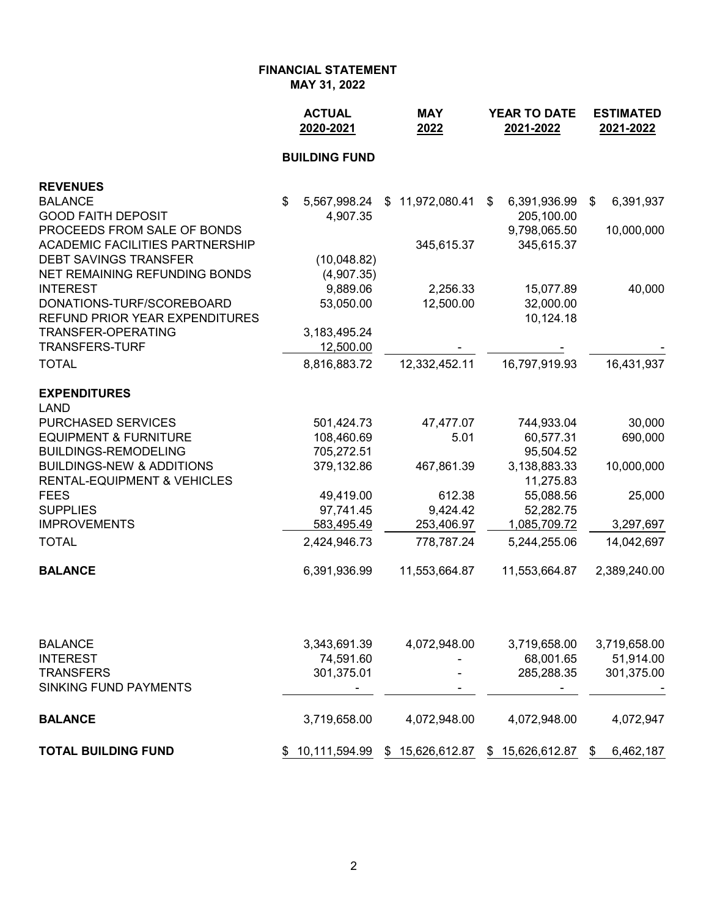# FINANCIAL STATEMENT
## MAY 31, 2022

| | ACTUAL 2020-2021 | MAY 2022 | YEAR TO DATE 2021-2022 | ESTIMATED 2021-2022 |
|---|---|---|---|---|
| | **BUILDING FUND** | | | |
| **REVENUES** | | | | |
| BALANCE | $ 5,567,998.24 | $ 11,972,080.41 | $ 6,391,936.99 | $ 6,391,937 |
| GOOD FAITH DEPOSIT | 4,907.35 | | 205,100.00 | |
| PROCEEDS FROM SALE OF BONDS | | | 9,798,065.50 | 10,000,000 |
| ACADEMIC FACILITIES PARTNERSHIP | | 345,615.37 | 345,615.37 | |
| DEBT SAVINGS TRANSFER | (10,048.82) | | | |
| NET REMAINING REFUNDING BONDS | (4,907.35) | | | |
| INTEREST | 9,889.06 | 2,256.33 | 15,077.89 | 40,000 |
| DONATIONS-TURF/SCOREBOARD | 53,050.00 | 12,500.00 | 32,000.00 | |
| REFUND PRIOR YEAR EXPENDITURES | | | 10,124.18 | |
| TRANSFER-OPERATING | 3,183,495.24 | | | |
| TRANSFERS-TURF | 12,500.00 | - | - | - |
| TOTAL | 8,816,883.72 | 12,332,452.11 | 16,797,919.93 | 16,431,937 |
| **EXPENDITURES** | | | | |
| LAND | | | | |
| PURCHASED SERVICES | 501,424.73 | 47,477.07 | 744,933.04 | 30,000 |
| EQUIPMENT & FURNITURE | 108,460.69 | 5.01 | 60,577.31 | 690,000 |
| BUILDINGS-REMODELING | 705,272.51 | | 95,504.52 | |
| BUILDINGS-NEW & ADDITIONS | 379,132.86 | 467,861.39 | 3,138,883.33 | 10,000,000 |
| RENTAL-EQUIPMENT & VEHICLES | | | 11,275.83 | |
| FEES | 49,419.00 | 612.38 | 55,088.56 | 25,000 |
| SUPPLIES | 97,741.45 | 9,424.42 | 52,282.75 | |
| IMPROVEMENTS | 583,495.49 | 253,406.97 | 1,085,709.72 | 3,297,697 |
| TOTAL | 2,424,946.73 | 778,787.24 | 5,244,255.06 | 14,042,697 |
| **BALANCE** | 6,391,936.99 | 11,553,664.87 | 11,553,664.87 | 2,389,240.00 |
| | | | | |
| BALANCE | 3,343,691.39 | 4,072,948.00 | 3,719,658.00 | 3,719,658.00 |
| INTEREST | 74,591.60 | - | 68,001.65 | 51,914.00 |
| TRANSFERS | 301,375.01 | - | 285,288.35 | 301,375.00 |
| SINKING FUND PAYMENTS | - | - | - | - |
| **BALANCE** | 3,719,658.00 | 4,072,948.00 | 4,072,948.00 | 4,072,947 |
| **TOTAL BUILDING FUND** | $ 10,111,594.99 | $ 15,626,612.87 | $ 15,626,612.87 | $ 6,462,187 |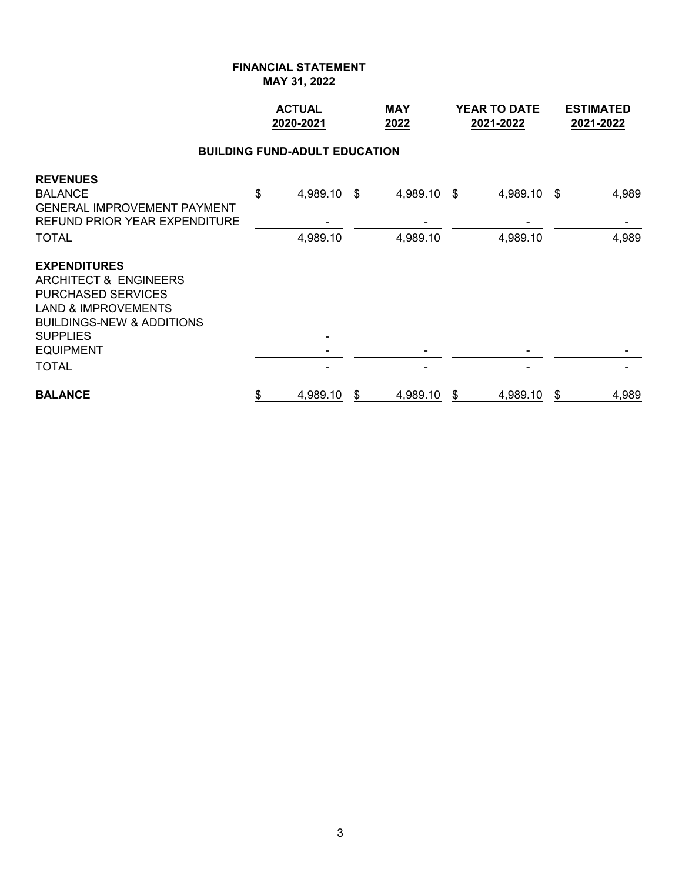**FINANCIAL STATEMENT**
**MAY 31, 2022**

| | ACTUAL 2020-2021 | MAY 2022 | YEAR TO DATE 2021-2022 | ESTIMATED 2021-2022 |
|---|---|---|---|---|
| **BUILDING FUND-ADULT EDUCATION** | | | | |
| **REVENUES** | | | | |
| BALANCE | $ 4,989.10 | $ 4,989.10 | $ 4,989.10 | $ 4,989 |
| GENERAL IMPROVEMENT PAYMENT | | | | |
| REFUND PRIOR YEAR EXPENDITURE | - | - | - | - |
| TOTAL | 4,989.10 | 4,989.10 | 4,989.10 | 4,989 |
| **EXPENDITURES** | | | | |
| ARCHITECT & ENGINEERS | | | | |
| PURCHASED SERVICES | | | | |
| LAND & IMPROVEMENTS | | | | |
| BUILDINGS-NEW & ADDITIONS | | | | |
| SUPPLIES | - | | | |
| EQUIPMENT | - | - | - | - |
| TOTAL | - | - | - | - |
| **BALANCE** | $ 4,989.10 | $ 4,989.10 | $ 4,989.10 | $ 4,989 |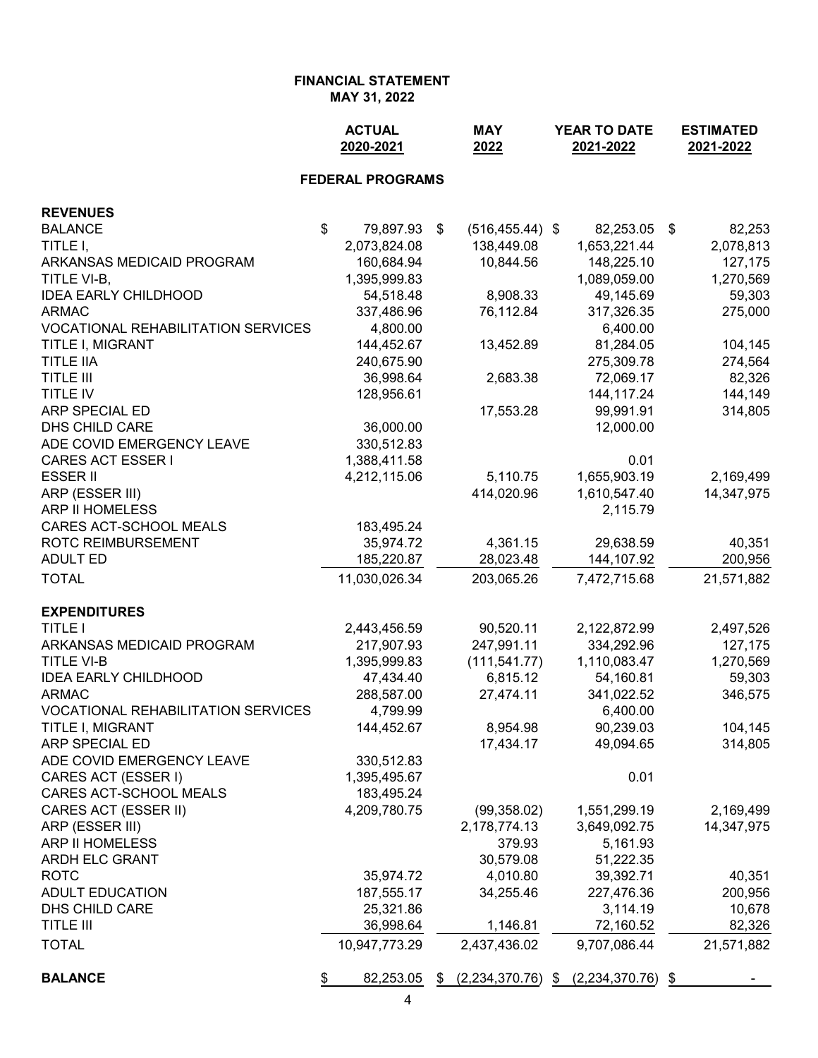**FINANCIAL STATEMENT**
**MAY 31, 2022**

| | ACTUAL 2020-2021 | MAY 2022 | YEAR TO DATE 2021-2022 | ESTIMATED 2021-2022 |
|---|---|---|---|---|
| **FEDERAL PROGRAMS** | | | | |
| **REVENUES** | | | | |
| BALANCE | $ 79,897.93 | $ (516,455.44) | $ 82,253.05 | $ 82,253 |
| TITLE I, | 2,073,824.08 | 138,449.08 | 1,653,221.44 | 2,078,813 |
| ARKANSAS MEDICAID PROGRAM | 160,684.94 | 10,844.56 | 148,225.10 | 127,175 |
| TITLE VI-B, | 1,395,999.83 | | 1,089,059.00 | 1,270,569 |
| IDEA EARLY CHILDHOOD | 54,518.48 | 8,908.33 | 49,145.69 | 59,303 |
| ARMAC | 337,486.96 | 76,112.84 | 317,326.35 | 275,000 |
| VOCATIONAL REHABILITATION SERVICES | 4,800.00 | | 6,400.00 | |
| TITLE I, MIGRANT | 144,452.67 | 13,452.89 | 81,284.05 | 104,145 |
| TITLE IIA | 240,675.90 | | 275,309.78 | 274,564 |
| TITLE III | 36,998.64 | 2,683.38 | 72,069.17 | 82,326 |
| TITLE IV | 128,956.61 | | 144,117.24 | 144,149 |
| ARP SPECIAL ED | | 17,553.28 | 99,991.91 | 314,805 |
| DHS CHILD CARE | 36,000.00 | | 12,000.00 | |
| ADE COVID EMERGENCY LEAVE | 330,512.83 | | | |
| CARES ACT ESSER I | 1,388,411.58 | | 0.01 | |
| ESSER II | 4,212,115.06 | 5,110.75 | 1,655,903.19 | 2,169,499 |
| ARP (ESSER III) | | 414,020.96 | 1,610,547.40 | 14,347,975 |
| ARP II HOMELESS | | | 2,115.79 | |
| CARES ACT-SCHOOL MEALS | 183,495.24 | | | |
| ROTC REIMBURSEMENT | 35,974.72 | 4,361.15 | 29,638.59 | 40,351 |
| ADULT ED | 185,220.87 | 28,023.48 | 144,107.92 | 200,956 |
| TOTAL | 11,030,026.34 | 203,065.26 | 7,472,715.68 | 21,571,882 |
| **EXPENDITURES** | | | | |
| TITLE I | 2,443,456.59 | 90,520.11 | 2,122,872.99 | 2,497,526 |
| ARKANSAS MEDICAID PROGRAM | 217,907.93 | 247,991.11 | 334,292.96 | 127,175 |
| TITLE VI-B | 1,395,999.83 | (111,541.77) | 1,110,083.47 | 1,270,569 |
| IDEA EARLY CHILDHOOD | 47,434.40 | 6,815.12 | 54,160.81 | 59,303 |
| ARMAC | 288,587.00 | 27,474.11 | 341,022.52 | 346,575 |
| VOCATIONAL REHABILITATION SERVICES | 4,799.99 | | 6,400.00 | |
| TITLE I, MIGRANT | 144,452.67 | 8,954.98 | 90,239.03 | 104,145 |
| ARP SPECIAL ED | | 17,434.17 | 49,094.65 | 314,805 |
| ADE COVID EMERGENCY LEAVE | 330,512.83 | | | |
| CARES ACT (ESSER I) | 1,395,495.67 | | 0.01 | |
| CARES ACT-SCHOOL MEALS | 183,495.24 | | | |
| CARES ACT (ESSER II) | 4,209,780.75 | (99,358.02) | 1,551,299.19 | 2,169,499 |
| ARP (ESSER III) | | 2,178,774.13 | 3,649,092.75 | 14,347,975 |
| ARP II HOMELESS | | 379.93 | 5,161.93 | |
| ARDH ELC GRANT | | 30,579.08 | 51,222.35 | |
| ROTC | 35,974.72 | 4,010.80 | 39,392.71 | 40,351 |
| ADULT EDUCATION | 187,555.17 | 34,255.46 | 227,476.36 | 200,956 |
| DHS CHILD CARE | 25,321.86 | | 3,114.19 | 10,678 |
| TITLE III | 36,998.64 | 1,146.81 | 72,160.52 | 82,326 |
| TOTAL | 10,947,773.29 | 2,437,436.02 | 9,707,086.44 | 21,571,882 |
| **BALANCE** | $ 82,253.05 | $ (2,234,370.76) | $ (2,234,370.76) | $ - |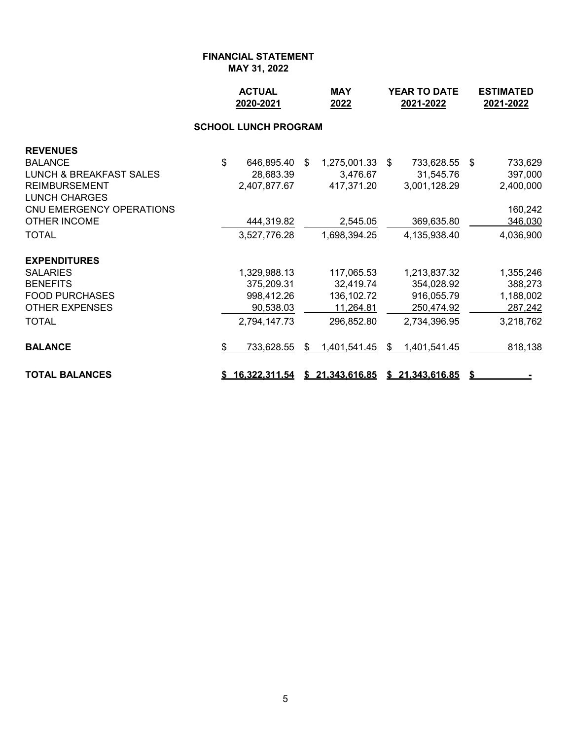**FINANCIAL STATEMENT**
**MAY 31, 2022**

| | ACTUAL 2020-2021 | MAY 2022 | YEAR TO DATE 2021-2022 | ESTIMATED 2021-2022 |
|---|---|---|---|---|
| **SCHOOL LUNCH PROGRAM** | | | | |
| **REVENUES** | | | | |
| BALANCE | $ 646,895.40 | $ 1,275,001.33 | $ 733,628.55 | $ 733,629 |
| LUNCH & BREAKFAST SALES | 28,683.39 | 3,476.67 | 31,545.76 | 397,000 |
| REIMBURSEMENT | 2,407,877.67 | 417,371.20 | 3,001,128.29 | 2,400,000 |
| LUNCH CHARGES | | | | |
| CNU EMERGENCY OPERATIONS | | | | 160,242 |
| OTHER INCOME | 444,319.82 | 2,545.05 | 369,635.80 | 346,030 |
| TOTAL | 3,527,776.28 | 1,698,394.25 | 4,135,938.40 | 4,036,900 |
| **EXPENDITURES** | | | | |
| SALARIES | 1,329,988.13 | 117,065.53 | 1,213,837.32 | 1,355,246 |
| BENEFITS | 375,209.31 | 32,419.74 | 354,028.92 | 388,273 |
| FOOD PURCHASES | 998,412.26 | 136,102.72 | 916,055.79 | 1,188,002 |
| OTHER EXPENSES | 90,538.03 | 11,264.81 | 250,474.92 | 287,242 |
| TOTAL | 2,794,147.73 | 296,852.80 | 2,734,396.95 | 3,218,762 |
| **BALANCE** | $ 733,628.55 | $ 1,401,541.45 | $ 1,401,541.45 | 818,138 |
| **TOTAL BALANCES** | **$ 16,322,311.54** | **$ 21,343,616.85** | **$ 21,343,616.85** | **$ -** |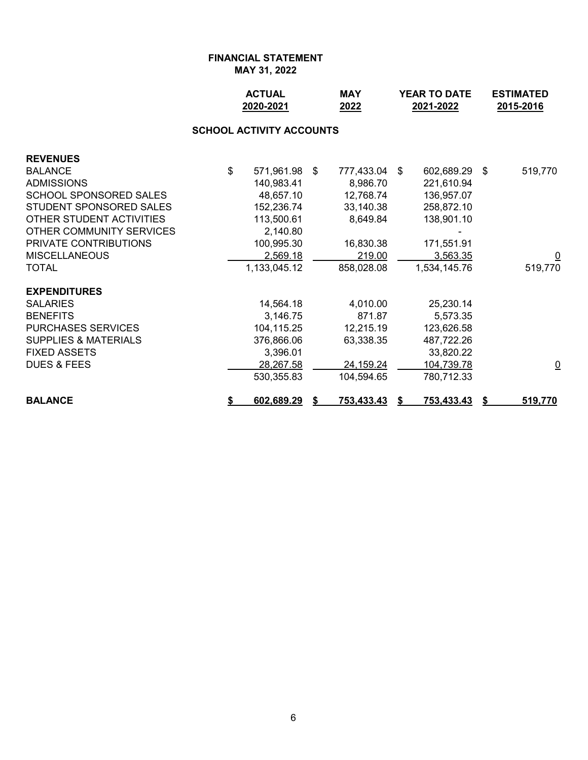**FINANCIAL STATEMENT**
**MAY 31, 2022**

| | ACTUAL 2020-2021 | MAY 2022 | YEAR TO DATE 2021-2022 | ESTIMATED 2015-2016 |
|---|---|---|---|---|
| **SCHOOL ACTIVITY ACCOUNTS** | | | | |
| **REVENUES** | | | | |
| BALANCE | $ 571,961.98 | $ 777,433.04 | $ 602,689.29 | $ 519,770 |
| ADMISSIONS | 140,983.41 | 8,986.70 | 221,610.94 | |
| SCHOOL SPONSORED SALES | 48,657.10 | 12,768.74 | 136,957.07 | |
| STUDENT SPONSORED SALES | 152,236.74 | 33,140.38 | 258,872.10 | |
| OTHER STUDENT ACTIVITIES | 113,500.61 | 8,649.84 | 138,901.10 | |
| OTHER COMMUNITY SERVICES | 2,140.80 | | - | |
| PRIVATE CONTRIBUTIONS | 100,995.30 | 16,830.38 | 171,551.91 | |
| MISCELLANEOUS | 2,569.18 | 219.00 | 3,563.35 | 0 |
| TOTAL | 1,133,045.12 | 858,028.08 | 1,534,145.76 | 519,770 |
| **EXPENDITURES** | | | | |
| SALARIES | 14,564.18 | 4,010.00 | 25,230.14 | |
| BENEFITS | 3,146.75 | 871.87 | 5,573.35 | |
| PURCHASES SERVICES | 104,115.25 | 12,215.19 | 123,626.58 | |
| SUPPLIES & MATERIALS | 376,866.06 | 63,338.35 | 487,722.26 | |
| FIXED ASSETS | 3,396.01 | | 33,820.22 | |
| DUES & FEES | 28,267.58 | 24,159.24 | 104,739.78 | 0 |
| | 530,355.83 | 104,594.65 | 780,712.33 | |
| **BALANCE** | **$ 602,689.29** | **$ 753,433.43** | **$ 753,433.43** | **$ 519,770** |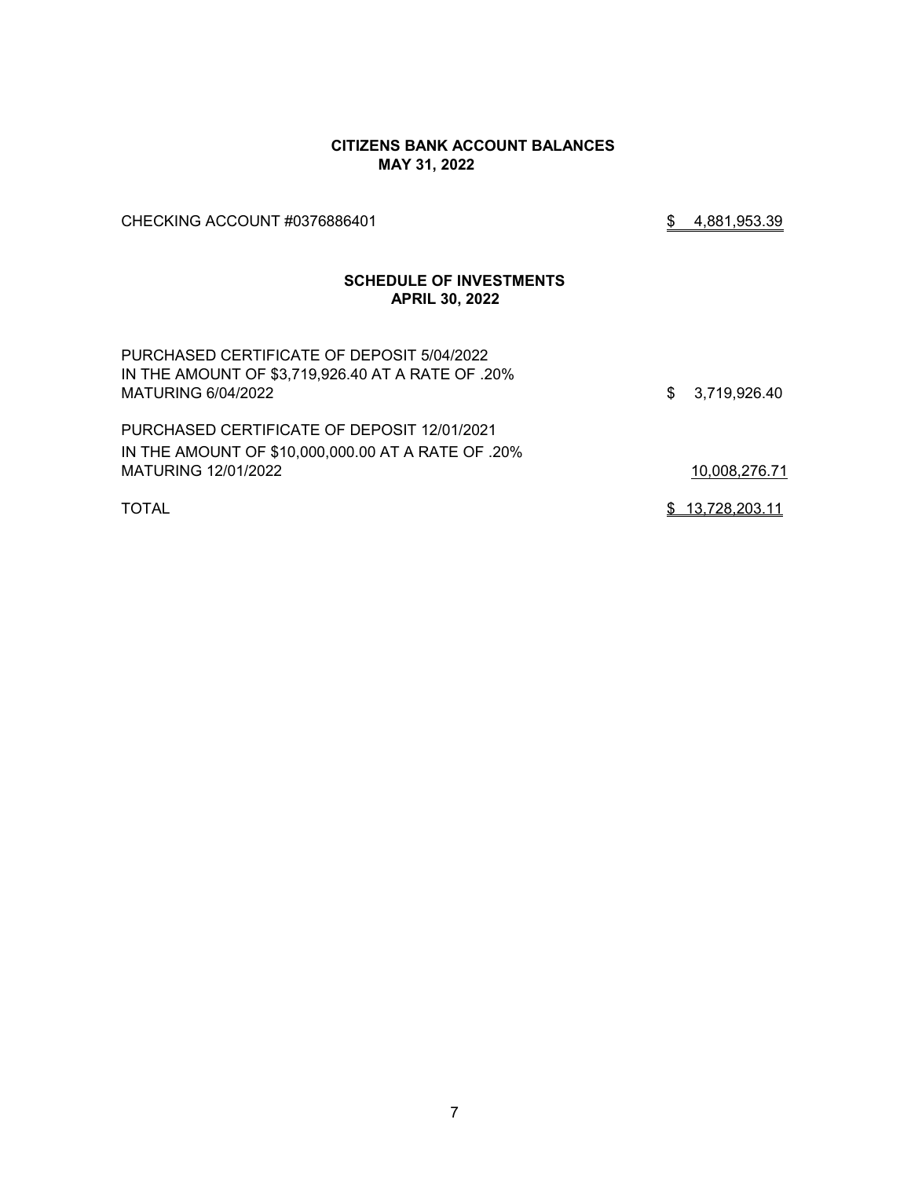## CITIZENS BANK ACCOUNT BALANCES
## MAY 31, 2022

| | |
|---|---|
| CHECKING ACCOUNT #0376886401 | $ 4,881,953.39 |

## SCHEDULE OF INVESTMENTS
## APRIL 30, 2022

| | |
|---|---|
| PURCHASED CERTIFICATE OF DEPOSIT 5/04/2022 IN THE AMOUNT OF $3,719,926.40 AT A RATE OF .20% MATURING 6/04/2022 | $ 3,719,926.40 |
| PURCHASED CERTIFICATE OF DEPOSIT 12/01/2021 IN THE AMOUNT OF $10,000,000.00 AT A RATE OF .20% MATURING 12/01/2022 | 10,008,276.71 |
| TOTAL | $ 13,728,203.11 |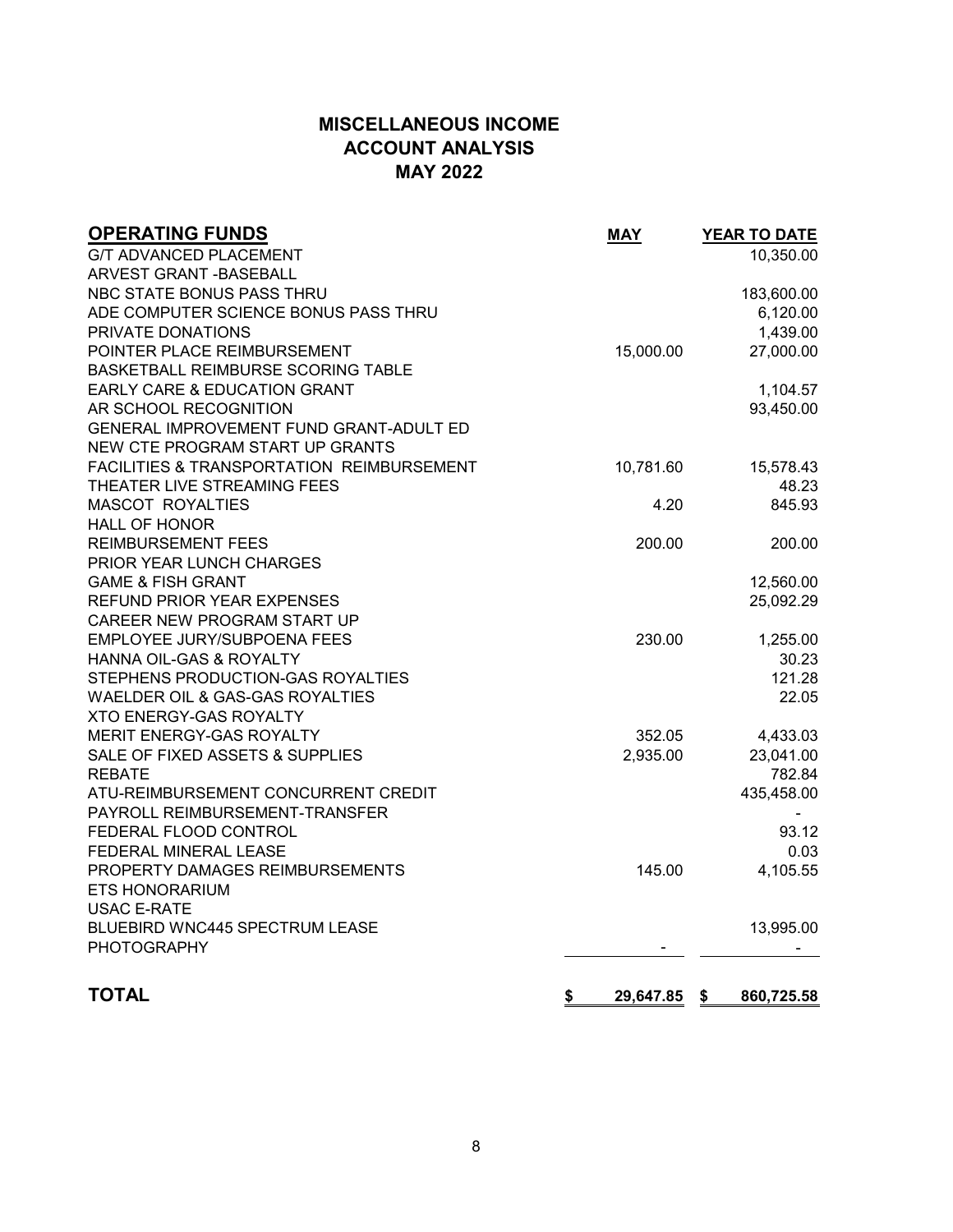## MISCELLANEOUS INCOME
## ACCOUNT ANALYSIS
## MAY 2022

| OPERATING FUNDS | MAY | YEAR TO DATE |
|---|---|---|
| G/T ADVANCED PLACEMENT | | 10,350.00 |
| ARVEST GRANT -BASEBALL | | |
| NBC STATE BONUS PASS THRU | | 183,600.00 |
| ADE COMPUTER SCIENCE BONUS PASS THRU | | 6,120.00 |
| PRIVATE DONATIONS | | 1,439.00 |
| POINTER PLACE REIMBURSEMENT | 15,000.00 | 27,000.00 |
| BASKETBALL REIMBURSE SCORING TABLE | | |
| EARLY CARE & EDUCATION GRANT | | 1,104.57 |
| AR SCHOOL RECOGNITION | | 93,450.00 |
| GENERAL IMPROVEMENT FUND GRANT-ADULT ED | | |
| NEW CTE PROGRAM START UP GRANTS | | |
| FACILITIES & TRANSPORTATION REIMBURSEMENT | 10,781.60 | 15,578.43 |
| THEATER LIVE STREAMING FEES | | 48.23 |
| MASCOT ROYALTIES | 4.20 | 845.93 |
| HALL OF HONOR | | |
| REIMBURSEMENT FEES | 200.00 | 200.00 |
| PRIOR YEAR LUNCH CHARGES | | |
| GAME & FISH GRANT | | 12,560.00 |
| REFUND PRIOR YEAR EXPENSES | | 25,092.29 |
| CAREER NEW PROGRAM START UP | | |
| EMPLOYEE JURY/SUBPOENA FEES | 230.00 | 1,255.00 |
| HANNA OIL-GAS & ROYALTY | | 30.23 |
| STEPHENS PRODUCTION-GAS ROYALTIES | | 121.28 |
| WAELDER OIL & GAS-GAS ROYALTIES | | 22.05 |
| XTO ENERGY-GAS ROYALTY | | |
| MERIT ENERGY-GAS ROYALTY | 352.05 | 4,433.03 |
| SALE OF FIXED ASSETS & SUPPLIES | 2,935.00 | 23,041.00 |
| REBATE | | 782.84 |
| ATU-REIMBURSEMENT CONCURRENT CREDIT | | 435,458.00 |
| PAYROLL REIMBURSEMENT-TRANSFER | | - |
| FEDERAL FLOOD CONTROL | | 93.12 |
| FEDERAL MINERAL LEASE | | 0.03 |
| PROPERTY DAMAGES REIMBURSEMENTS | 145.00 | 4,105.55 |
| ETS HONORARIUM | | |
| USAC E-RATE | | |
| BLUEBIRD WNC445 SPECTRUM LEASE | | 13,995.00 |
| PHOTOGRAPHY | - | - |
| **TOTAL** | **$ 29,647.85** | **$ 860,725.58** |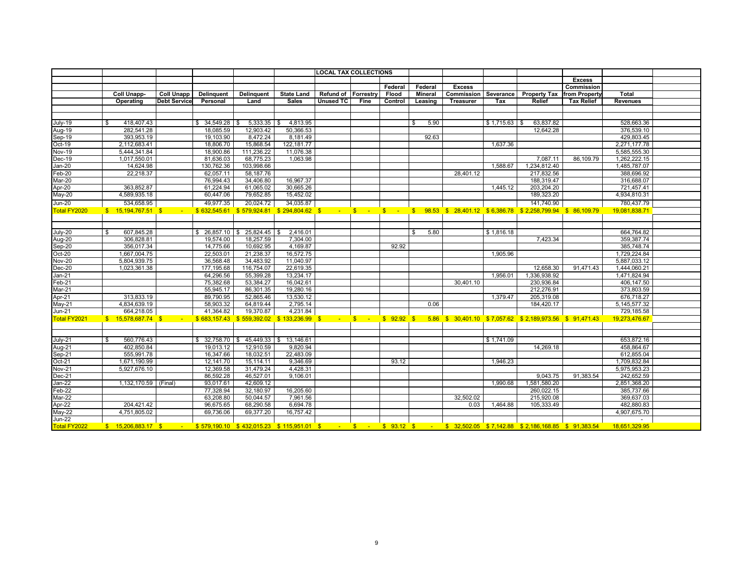| | | | | | | LOCAL TAX COLLECTIONS | | | | | | | | |
|---|---|---|---|---|---|---|---|---|---|---|---|---|---|---|
| | | | | | | | | Federal | Federal | Excess | | | Excess Commission | |
| | Coll Unapp-Operating | Coll Unapp Debt Service | Delinquent Personal | Delinquent Land | State Land Sales | Refund of Unused TC | Forrestry Fine | Flood Control | Mineral Leasing | Commission Treasurer | Severance Tax | Property Tax Relief | from Property Tax Relief | Total Revenues |
| July-19 | $ 418,407.43 | | $ 34,549.28 | $ 5,333.35 | $ 4,813.95 | | | | $ 5.90 | | $ 1,715.63 | $ 63,837.82 | | 528,663.36 |
| Aug-19 | 282,541.28 | | 18,085.59 | 12,903.42 | 50,366.53 | | | | | | | 12,642.28 | | 376,539.10 |
| Sep-19 | 393,953.19 | | 19,103.90 | 8,472.24 | 8,181.49 | | | | 92.63 | | | | | 429,803.45 |
| Oct-19 | 2,112,683.41 | | 18,806.70 | 15,868.54 | 122,181.77 | | | | | | 1,637.36 | | | 2,271,177.78 |
| Nov-19 | 5,444,341.84 | | 18,900.86 | 111,236.22 | 11,076.38 | | | | | | | | | 5,585,555.30 |
| Dec-19 | 1,017,550.01 | | 81,636.03 | 68,775.23 | 1,063.98 | | | | | | | 7,087.11 | 86,109.79 | 1,262,222.15 |
| Jan-20 | 14,624.98 | | 130,762.36 | 103,998.66 | | | | | | | 1,588.67 | 1,234,812.40 | | 1,485,787.07 |
| Feb-20 | 22,218.37 | | 62,057.11 | 58,187.76 | | | | | | 28,401.12 | | 217,832.56 | | 388,696.92 |
| Mar-20 | | | 76,994.43 | 34,406.80 | 16,967.37 | | | | | | | 188,319.47 | | 316,688.07 |
| Apr-20 | 363,852.87 | | 61,224.94 | 61,065.02 | 30,665.26 | | | | | | 1,445.12 | 203,204.20 | | 721,457.41 |
| May-20 | 4,589,935.18 | | 60,447.06 | 79,652.85 | 15,452.02 | | | | | | | 189,323.20 | | 4,934,810.31 |
| Jun-20 | 534,658.95 | | 49,977.35 | 20,024.72 | 34,035.87 | | | | | | | 141,740.90 | | 780,437.79 |
| Total FY2020 | $ 15,194,767.51 | $ - | $ 632,545.61 | $ 579,924.81 | $ 294,804.62 | $ - | $ - | $ - | $ 98.53 | $ 28,401.12 | $ 6,386.78 | $ 2,258,799.94 | $ 86,109.79 | 19,081,838.71 |
| | | | | | | | | | | | | | | |
| July-20 | $ 607,845.28 | | $ 26,857.10 | $ 25,824.45 | $ 2,416.01 | | | | $ 5.80 | | $ 1,816.18 | | | 664,764.82 |
| Aug-20 | 306,828.81 | | 19,574.00 | 18,257.59 | 7,304.00 | | | | | | | 7,423.34 | | 359,387.74 |
| Sep-20 | 356,017.34 | | 14,775.66 | 10,692.95 | 4,169.87 | | | 92.92 | | | | | | 385,748.74 |
| Oct-20 | 1,667,004.75 | | 22,503.01 | 21,238.37 | 16,572.75 | | | | | | 1,905.96 | | | 1,729,224.84 |
| Nov-20 | 5,804,939.75 | | 36,568.48 | 34,483.92 | 11,040.97 | | | | | | | | | 5,887,033.12 |
| Dec-20 | 1,023,361.38 | | 177,195.68 | 116,754.07 | 22,619.35 | | | | | | | 12,658.30 | 91,471.43 | 1,444,060.21 |
| Jan-21 | | | 64,296.56 | 55,399.28 | 13,234.17 | | | | | | 1,956.01 | 1,336,938.92 | | 1,471,824.94 |
| Feb-21 | | | 75,382.68 | 53,384.27 | 16,042.61 | | | | | 30,401.10 | | 230,936.84 | | 406,147.50 |
| Mar-21 | | | 55,945.17 | 86,301.35 | 19,280.16 | | | | | | | 212,276.91 | | 373,803.59 |
| Apr-21 | 313,833.19 | | 89,790.95 | 52,865.46 | 13,530.12 | | | | | | 1,379.47 | 205,319.08 | | 676,718.27 |
| May-21 | 4,834,639.19 | | 58,903.32 | 64,819.44 | 2,795.14 | | | | 0.06 | | | 184,420.17 | | 5,145,577.32 |
| Jun-21 | 664,218.05 | | 41,364.82 | 19,370.87 | 4,231.84 | | | | | | | | | 729,185.58 |
| Total FY2021 | $ 15,578,687.74 | $ - | $ 683,157.43 | $ 559,392.02 | $ 133,236.99 | $ - | $ - | $ 92.92 | $ 5.86 | $ 30,401.10 | $ 7,057.62 | $ 2,189,973.56 | $ 91,471.43 | 19,273,476.67 |
| | | | | | | | | | | | | | | |
| July-21 | $ 560,776.43 | | $ 32,758.70 | $ 45,449.33 | $ 13,146.61 | | | | | | $ 1,741.09 | | | 653,872.16 |
| Aug-21 | 402,850.84 | | 19,013.12 | 12,910.59 | 9,820.94 | | | | | | | 14,269.18 | | 458,864.67 |
| Sep-21 | 555,991.78 | | 16,347.66 | 18,032.51 | 22,483.09 | | | | | | | | | 612,855.04 |
| Oct-21 | 1,671,190.99 | | 12,141.70 | 15,114.11 | 9,346.69 | | | 93.12 | | | 1,946.23 | | | 1,709,832.84 |
| Nov-21 | 5,927,676.10 | | 12,369.58 | 31,479.24 | 4,428.31 | | | | | | | | | 5,975,953.23 |
| Dec-21 | | | 86,592.28 | 46,527.01 | 9,106.01 | | | | | | | 9,043.75 | 91,383.54 | 242,652.59 |
| Jan-22 | 1,132,170.59 | (Final) | 93,017.61 | 42,609.12 | | | | | | | 1,990.68 | 1,581,580.20 | | 2,851,368.20 |
| Feb-22 | | | 77,328.94 | 32,180.97 | 16,205.60 | | | | | | | 260,022.15 | | 385,737.66 |
| Mar-22 | | | 63,208.80 | 50,044.57 | 7,961.56 | | | | | 32,502.02 | | 215,920.08 | | 369,637.03 |
| Apr-22 | 204,421.42 | | 96,675.65 | 68,290.58 | 6,694.78 | | | | | 0.03 | 1,464.88 | 105,333.49 | | 482,880.83 |
| May-22 | 4,751,805.02 | | 69,736.06 | 69,377.20 | 16,757.42 | | | | | | | | | 4,907,675.70 |
| Jun-22 | | | | | | | | | | | | | | - |
| Total FY2022 | $ 15,206,883.17 | $ - | $ 579,190.10 | $ 432,015.23 | $ 115,951.01 | $ - | $ - | $ 93.12 | $ - | $ 32,502.05 | $ 7,142.88 | $ 2,186,168.85 | $ 91,383.54 | 18,651,329.95 |